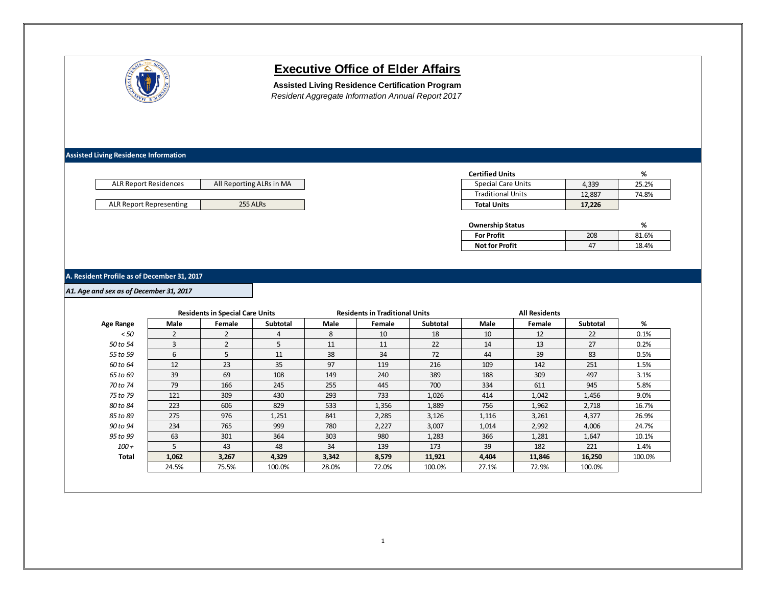# Executive Office of Elder Affairs

**Assisted Living Residence Certification Program**

*Resident Aggregate Information Annual Report 2017*

## Assisted Living Residence Information

| | |
|---|---|
| ALR Report Residences | All Reporting ALRs in MA |
| ALR Report Representing | 255 ALRs |

| Certified Units | | % |
|---|---|---|
| Special Care Units | 4,339 | 25.2% |
| Traditional Units | 12,887 | 74.8% |
| **Total Units** | **17,226** | |

| Ownership Status | | % |
|---|---|---|
| **For Profit** | 208 | 81.6% |
| **Not for Profit** | 47 | 18.4% |

## A. Resident Profile as of December 31, 2017

### *A1. Age and sex as of December 31, 2017*

| | Residents in Special Care Units | | | Residents in Traditional Units | | | All Residents | | | |
|---|---|---|---|---|---|---|---|---|---|---|
| **Age Range** | **Male** | **Female** | **Subtotal** | **Male** | **Female** | **Subtotal** | **Male** | **Female** | **Subtotal** | **%** |
| *< 50* | 2 | 2 | 4 | 8 | 10 | 18 | 10 | 12 | 22 | 0.1% |
| *50 to 54* | 3 | 2 | 5 | 11 | 11 | 22 | 14 | 13 | 27 | 0.2% |
| *55 to 59* | 6 | 5 | 11 | 38 | 34 | 72 | 44 | 39 | 83 | 0.5% |
| *60 to 64* | 12 | 23 | 35 | 97 | 119 | 216 | 109 | 142 | 251 | 1.5% |
| *65 to 69* | 39 | 69 | 108 | 149 | 240 | 389 | 188 | 309 | 497 | 3.1% |
| *70 to 74* | 79 | 166 | 245 | 255 | 445 | 700 | 334 | 611 | 945 | 5.8% |
| *75 to 79* | 121 | 309 | 430 | 293 | 733 | 1,026 | 414 | 1,042 | 1,456 | 9.0% |
| *80 to 84* | 223 | 606 | 829 | 533 | 1,356 | 1,889 | 756 | 1,962 | 2,718 | 16.7% |
| *85 to 89* | 275 | 976 | 1,251 | 841 | 2,285 | 3,126 | 1,116 | 3,261 | 4,377 | 26.9% |
| *90 to 94* | 234 | 765 | 999 | 780 | 2,227 | 3,007 | 1,014 | 2,992 | 4,006 | 24.7% |
| *95 to 99* | 63 | 301 | 364 | 303 | 980 | 1,283 | 366 | 1,281 | 1,647 | 10.1% |
| *100 +* | 5 | 43 | 48 | 34 | 139 | 173 | 39 | 182 | 221 | 1.4% |
| **Total** | **1,062** | **3,267** | **4,329** | **3,342** | **8,579** | **11,921** | **4,404** | **11,846** | **16,250** | 100.0% |
| | 24.5% | 75.5% | 100.0% | 28.0% | 72.0% | 100.0% | 27.1% | 72.9% | 100.0% | |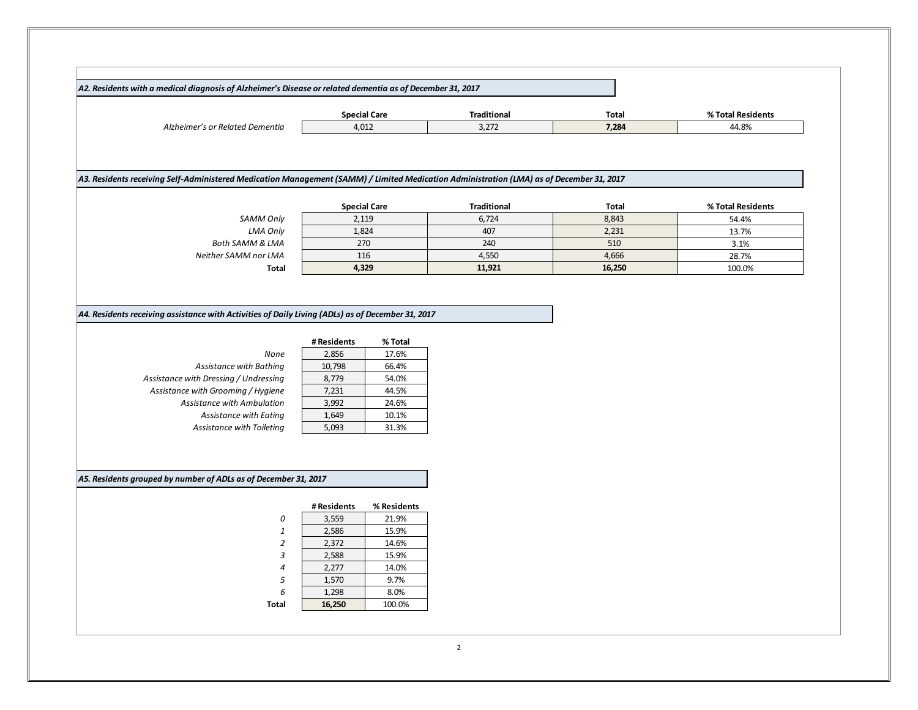### *A2. Residents with a medical diagnosis of Alzheimer's Disease or related dementia as of December 31, 2017*

| | Special Care | Traditional | Total | % Total Residents |
|---|---|---|---|---|
| *Alzheimer's or Related Dementia* | 4,012 | 3,272 | **7,284** | 44.8% |

### *A3. Residents receiving Self-Administered Medication Management (SAMM) / Limited Medication Administration (LMA) as of December 31, 2017*

| | Special Care | Traditional | Total | % Total Residents |
|---|---|---|---|---|
| *SAMM Only* | 2,119 | 6,724 | 8,843 | 54.4% |
| *LMA Only* | 1,824 | 407 | 2,231 | 13.7% |
| *Both SAMM & LMA* | 270 | 240 | 510 | 3.1% |
| *Neither SAMM nor LMA* | 116 | 4,550 | 4,666 | 28.7% |
| **Total** | **4,329** | **11,921** | **16,250** | 100.0% |

### *A4. Residents receiving assistance with Activities of Daily Living (ADLs) as of December 31, 2017*

| | # Residents | % Total |
|---|---|---|
| *None* | 2,856 | 17.6% |
| *Assistance with Bathing* | 10,798 | 66.4% |
| *Assistance with Dressing / Undressing* | 8,779 | 54.0% |
| *Assistance with Grooming / Hygiene* | 7,231 | 44.5% |
| *Assistance with Ambulation* | 3,992 | 24.6% |
| *Assistance with Eating* | 1,649 | 10.1% |
| *Assistance with Toileting* | 5,093 | 31.3% |

### *A5. Residents grouped by number of ADLs as of December 31, 2017*

| | # Residents | % Residents |
|---|---|---|
| *0* | 3,559 | 21.9% |
| *1* | 2,586 | 15.9% |
| *2* | 2,372 | 14.6% |
| *3* | 2,588 | 15.9% |
| *4* | 2,277 | 14.0% |
| *5* | 1,570 | 9.7% |
| *6* | 1,298 | 8.0% |
| **Total** | **16,250** | 100.0% |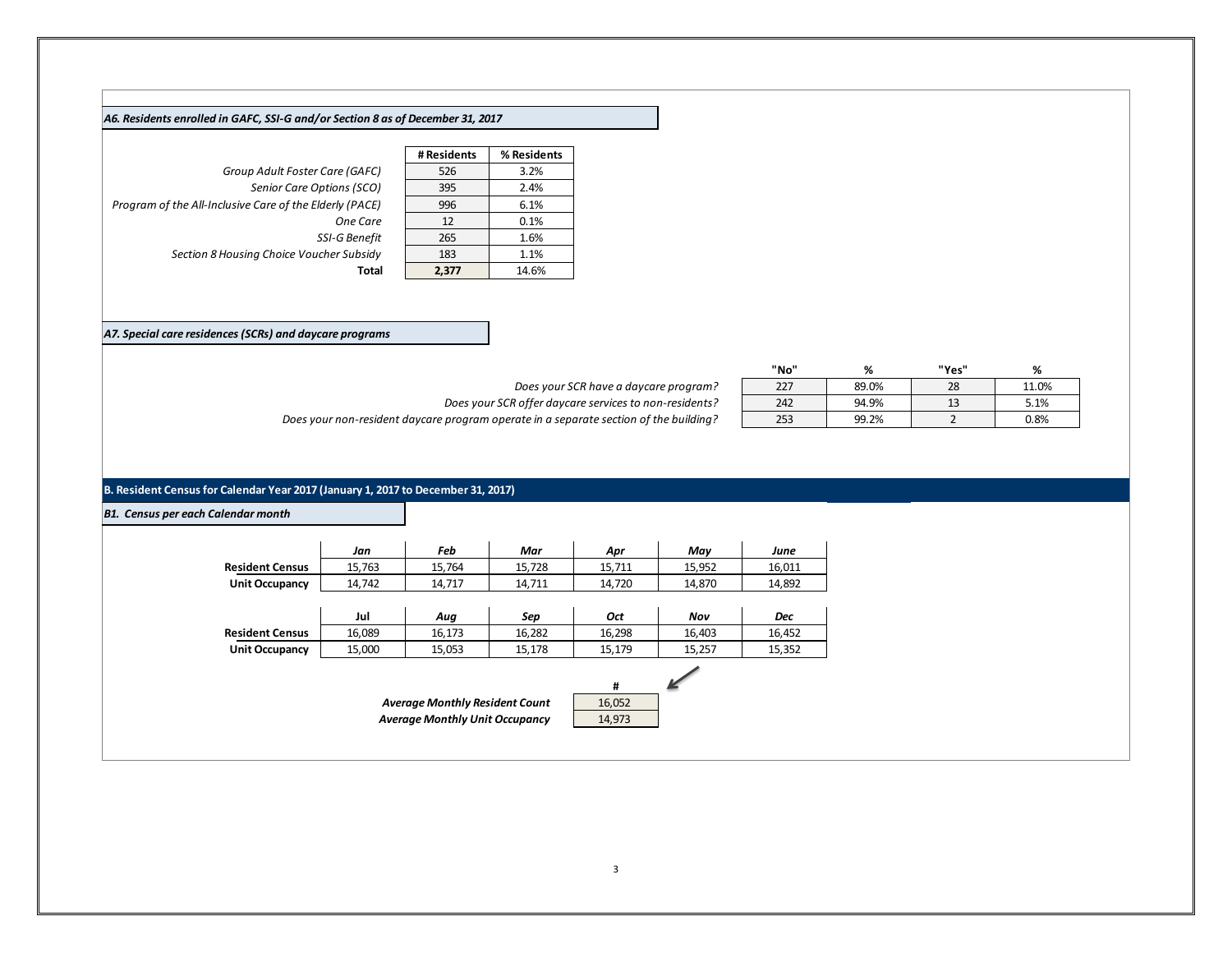### *A6. Residents enrolled in GAFC, SSI-G and/or Section 8 as of December 31, 2017*

| | # Residents | % Residents |
|---|---|---|
| *Group Adult Foster Care (GAFC)* | 526 | 3.2% |
| *Senior Care Options (SCO)* | 395 | 2.4% |
| *Program of the All-Inclusive Care of the Elderly (PACE)* | 996 | 6.1% |
| *One Care* | 12 | 0.1% |
| *SSI-G Benefit* | 265 | 1.6% |
| *Section 8 Housing Choice Voucher Subsidy* | 183 | 1.1% |
| **Total** | **2,377** | 14.6% |

### *A7. Special care residences (SCRs) and daycare programs*

| | "No" | % | "Yes" | % |
|---|---|---|---|---|
| *Does your SCR have a daycare program?* | 227 | 89.0% | 28 | 11.0% |
| *Does your SCR offer daycare services to non-residents?* | 242 | 94.9% | 13 | 5.1% |
| *Does your non-resident daycare program operate in a separate section of the building?* | 253 | 99.2% | 2 | 0.8% |

## B. Resident Census for Calendar Year 2017 (January 1, 2017 to December 31, 2017)

### *B1. Census per each Calendar month*

| | *Jan* | *Feb* | *Mar* | *Apr* | *May* | *June* |
|---|---|---|---|---|---|---|
| **Resident Census** | 15,763 | 15,764 | 15,728 | 15,711 | 15,952 | 16,011 |
| **Unit Occupancy** | 14,742 | 14,717 | 14,711 | 14,720 | 14,870 | 14,892 |

| | Jul | *Aug* | *Sep* | *Oct* | *Nov* | *Dec* |
|---|---|---|---|---|---|---|
| **Resident Census** | 16,089 | 16,173 | 16,282 | 16,298 | 16,403 | 16,452 |
| **Unit Occupancy** | 15,000 | 15,053 | 15,178 | 15,179 | 15,257 | 15,352 |

| | # |
|---|---|
| ***Average Monthly Resident Count*** | 16,052 |
| ***Average Monthly Unit Occupancy*** | 14,973 |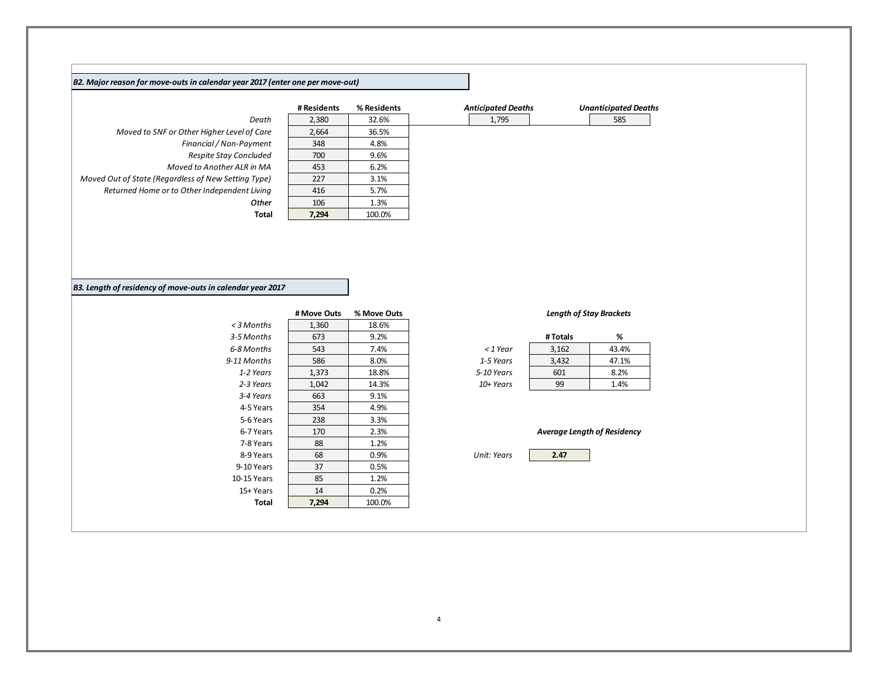### *B2. Major reason for move-outs in calendar year 2017 (enter one per move-out)*

| | # Residents | % Residents |
|---|---|---|
| *Death* | 2,380 | 32.6% |
| *Moved to SNF or Other Higher Level of Care* | 2,664 | 36.5% |
| *Financial / Non-Payment* | 348 | 4.8% |
| *Respite Stay Concluded* | 700 | 9.6% |
| *Moved to Another ALR in MA* | 453 | 6.2% |
| *Moved Out of State (Regardless of New Setting Type)* | 227 | 3.1% |
| *Returned Home or to Other Independent Living* | 416 | 5.7% |
| ***Other*** | 106 | 1.3% |
| **Total** | **7,294** | 100.0% |

| *Anticipated Deaths* | *Unanticipated Deaths* |
|---|---|
| 1,795 | 585 |

### *B3. Length of residency of move-outs in calendar year 2017*

| | # Move Outs | % Move Outs |
|---|---|---|
| *< 3 Months* | 1,360 | 18.6% |
| *3-5 Months* | 673 | 9.2% |
| *6-8 Months* | 543 | 7.4% |
| *9-11 Months* | 586 | 8.0% |
| *1-2 Years* | 1,373 | 18.8% |
| *2-3 Years* | 1,042 | 14.3% |
| *3-4 Years* | 663 | 9.1% |
| 4-5 Years | 354 | 4.9% |
| 5-6 Years | 238 | 3.3% |
| 6-7 Years | 170 | 2.3% |
| 7-8 Years | 88 | 1.2% |
| 8-9 Years | 68 | 0.9% |
| 9-10 Years | 37 | 0.5% |
| 10-15 Years | 85 | 1.2% |
| 15+ Years | 14 | 0.2% |
| **Total** | **7,294** | 100.0% |

***Length of Stay Brackets***

| | # Totals | % |
|---|---|---|
| *< 1 Year* | 3,162 | 43.4% |
| *1-5 Years* | 3,432 | 47.1% |
| *5-10 Years* | 601 | 8.2% |
| *10+ Years* | 99 | 1.4% |

***Average Length of Residency***

| *Unit: Years* | **2.47** |
|---|---|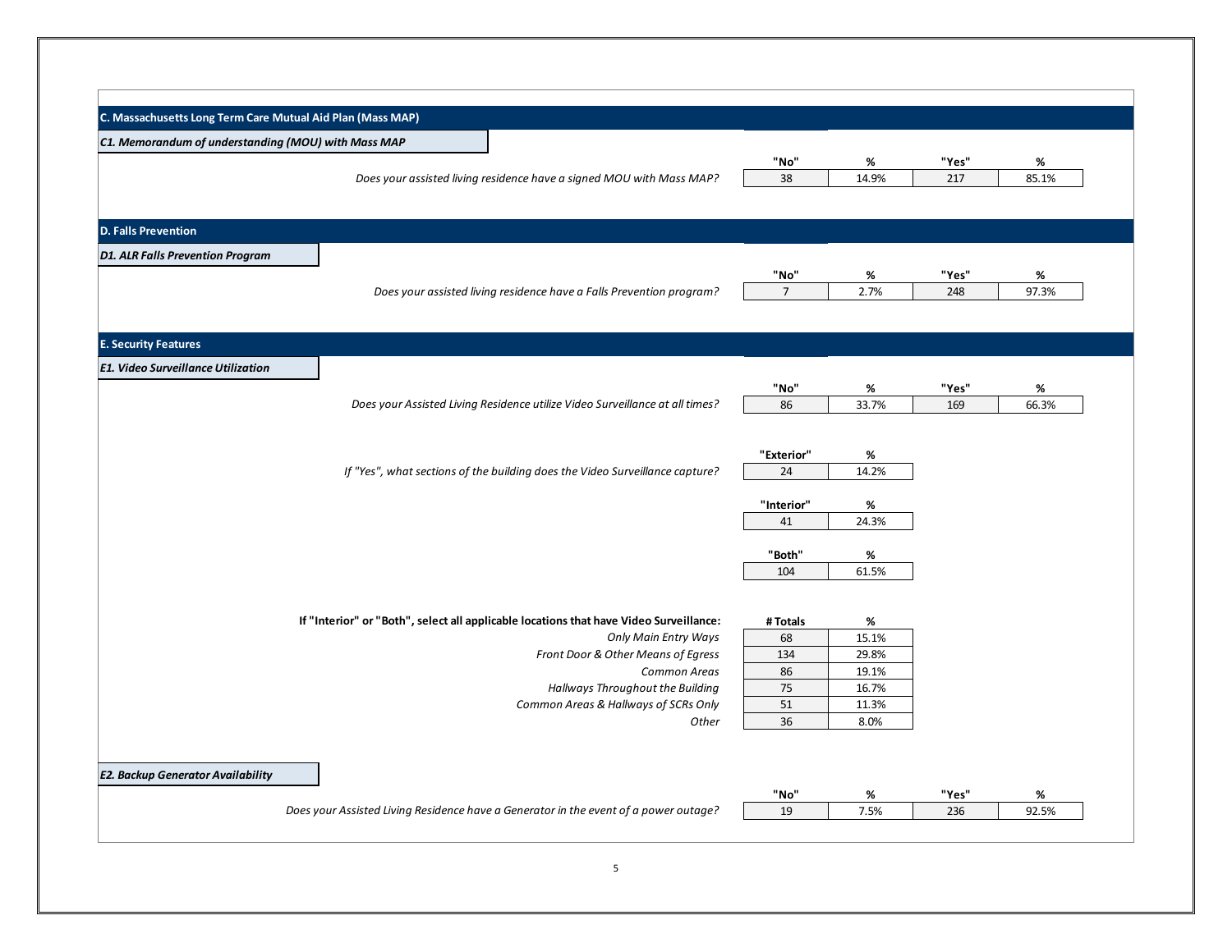## C. Massachusetts Long Term Care Mutual Aid Plan (Mass MAP)

### *C1. Memorandum of understanding (MOU) with Mass MAP*

| | "No" | % | "Yes" | % |
|---|---|---|---|---|
| *Does your assisted living residence have a signed MOU with Mass MAP?* | 38 | 14.9% | 217 | 85.1% |

## D. Falls Prevention

### *D1. ALR Falls Prevention Program*

| | "No" | % | "Yes" | % |
|---|---|---|---|---|
| *Does your assisted living residence have a Falls Prevention program?* | 7 | 2.7% | 248 | 97.3% |

## E. Security Features

### *E1. Video Surveillance Utilization*

| | "No" | % | "Yes" | % |
|---|---|---|---|---|
| *Does your Assisted Living Residence utilize Video Surveillance at all times?* | 86 | 33.7% | 169 | 66.3% |

*If "Yes", what sections of the building does the Video Surveillance capture?*

| | # | % |
|---|---|---|
| "Exterior" | 24 | 14.2% |
| "Interior" | 41 | 24.3% |
| "Both" | 104 | 61.5% |

**If "Interior" or "Both", select all applicable locations that have Video Surveillance:**

| | # Totals | % |
|---|---|---|
| *Only Main Entry Ways* | 68 | 15.1% |
| *Front Door & Other Means of Egress* | 134 | 29.8% |
| *Common Areas* | 86 | 19.1% |
| *Hallways Throughout the Building* | 75 | 16.7% |
| *Common Areas & Hallways of SCRs Only* | 51 | 11.3% |
| *Other* | 36 | 8.0% |

### *E2. Backup Generator Availability*

| | "No" | % | "Yes" | % |
|---|---|---|---|---|
| *Does your Assisted Living Residence have a Generator in the event of a power outage?* | 19 | 7.5% | 236 | 92.5% |